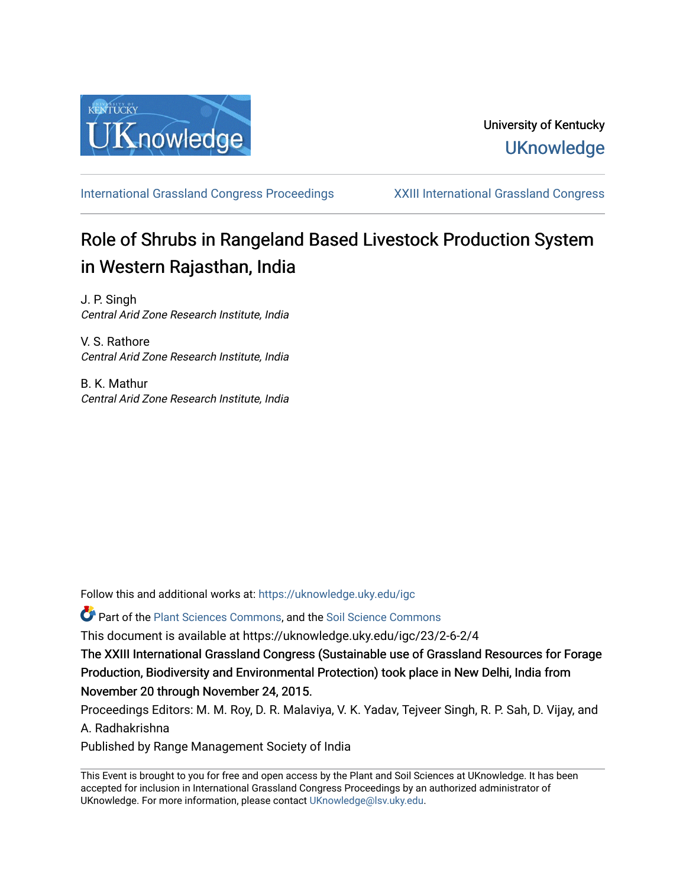University of Kentucky

UKnowledge

International Grassland Congress Proceedings | XXIII International Grassland Congress

# Role of Shrubs in Rangeland Based Livestock Production System in Western Rajasthan, India

J. P. Singh
*Central Arid Zone Research Institute, India*

V. S. Rathore
*Central Arid Zone Research Institute, India*

B. K. Mathur
*Central Arid Zone Research Institute, India*

Follow this and additional works at: https://uknowledge.uky.edu/igc

Part of the Plant Sciences Commons, and the Soil Science Commons

This document is available at https://uknowledge.uky.edu/igc/23/2-6-2/4

The XXIII International Grassland Congress (Sustainable use of Grassland Resources for Forage Production, Biodiversity and Environmental Protection) took place in New Delhi, India from November 20 through November 24, 2015.

Proceedings Editors: M. M. Roy, D. R. Malaviya, V. K. Yadav, Tejveer Singh, R. P. Sah, D. Vijay, and A. Radhakrishna

Published by Range Management Society of India

This Event is brought to you for free and open access by the Plant and Soil Sciences at UKnowledge. It has been accepted for inclusion in International Grassland Congress Proceedings by an authorized administrator of UKnowledge. For more information, please contact UKnowledge@lsv.uky.edu.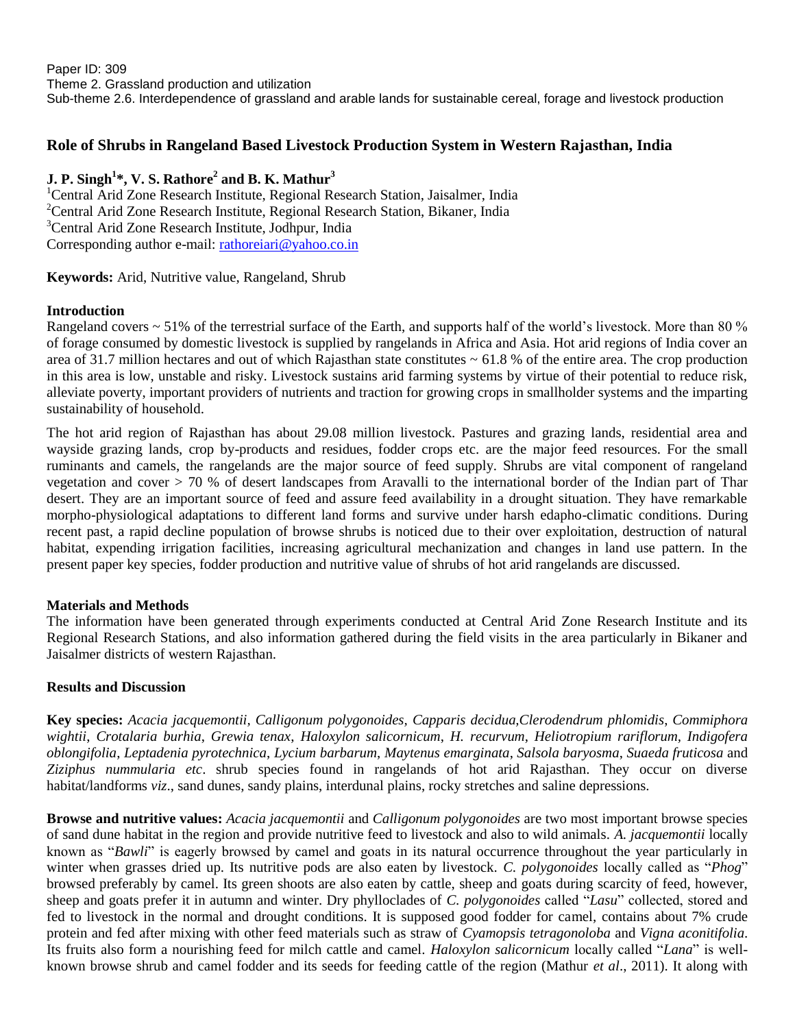Paper ID: 309
Theme 2. Grassland production and utilization
Sub-theme 2.6. Interdependence of grassland and arable lands for sustainable cereal, forage and livestock production

## Role of Shrubs in Rangeland Based Livestock Production System in Western Rajasthan, India

**J. P. Singh[1]*, V. S. Rathore[2] and B. K. Mathur[3]**

[1]Central Arid Zone Research Institute, Regional Research Station, Jaisalmer, India
[2]Central Arid Zone Research Institute, Regional Research Station, Bikaner, India
[3]Central Arid Zone Research Institute, Jodhpur, India
Corresponding author e-mail: rathoreiari@yahoo.co.in

**Keywords:** Arid, Nutritive value, Rangeland, Shrub

### Introduction

Rangeland covers ~ 51% of the terrestrial surface of the Earth, and supports half of the world's livestock. More than 80 % of forage consumed by domestic livestock is supplied by rangelands in Africa and Asia. Hot arid regions of India cover an area of 31.7 million hectares and out of which Rajasthan state constitutes ~ 61.8 % of the entire area. The crop production in this area is low, unstable and risky. Livestock sustains arid farming systems by virtue of their potential to reduce risk, alleviate poverty, important providers of nutrients and traction for growing crops in smallholder systems and the imparting sustainability of household.

The hot arid region of Rajasthan has about 29.08 million livestock. Pastures and grazing lands, residential area and wayside grazing lands, crop by-products and residues, fodder crops etc. are the major feed resources. For the small ruminants and camels, the rangelands are the major source of feed supply. Shrubs are vital component of rangeland vegetation and cover > 70 % of desert landscapes from Aravalli to the international border of the Indian part of Thar desert. They are an important source of feed and assure feed availability in a drought situation. They have remarkable morpho-physiological adaptations to different land forms and survive under harsh edapho-climatic conditions. During recent past, a rapid decline population of browse shrubs is noticed due to their over exploitation, destruction of natural habitat, expending irrigation facilities, increasing agricultural mechanization and changes in land use pattern. In the present paper key species, fodder production and nutritive value of shrubs of hot arid rangelands are discussed.

### Materials and Methods

The information have been generated through experiments conducted at Central Arid Zone Research Institute and its Regional Research Stations, and also information gathered during the field visits in the area particularly in Bikaner and Jaisalmer districts of western Rajasthan.

### Results and Discussion

**Key species:** *Acacia jacquemontii, Calligonum polygonoides, Capparis decidua,Clerodendrum phlomidis, Commiphora wightii, Crotalaria burhia, Grewia tenax, Haloxylon salicornicum, H. recurvum, Heliotropium rariflorum, Indigofera oblongifolia, Leptadenia pyrotechnica, Lycium barbarum, Maytenus emarginata, Salsola baryosma, Suaeda fruticosa* and *Ziziphus nummularia etc*. shrub species found in rangelands of hot arid Rajasthan. They occur on diverse habitat/landforms *viz*., sand dunes, sandy plains, interdunal plains, rocky stretches and saline depressions.

**Browse and nutritive values:** *Acacia jacquemontii* and *Calligonum polygonoides* are two most important browse species of sand dune habitat in the region and provide nutritive feed to livestock and also to wild animals. *A. jacquemontii* locally known as "*Bawli*" is eagerly browsed by camel and goats in its natural occurrence throughout the year particularly in winter when grasses dried up. Its nutritive pods are also eaten by livestock. *C. polygonoides* locally called as "*Phog*" browsed preferably by camel. Its green shoots are also eaten by cattle, sheep and goats during scarcity of feed, however, sheep and goats prefer it in autumn and winter. Dry phylloclades of *C. polygonoides* called "*Lasu*" collected, stored and fed to livestock in the normal and drought conditions. It is supposed good fodder for camel, contains about 7% crude protein and fed after mixing with other feed materials such as straw of *Cyamopsis tetragonoloba* and *Vigna aconitifolia*. Its fruits also form a nourishing feed for milch cattle and camel. *Haloxylon salicornicum* locally called "*Lana*" is well-known browse shrub and camel fodder and its seeds for feeding cattle of the region (Mathur *et al*., 2011). It along with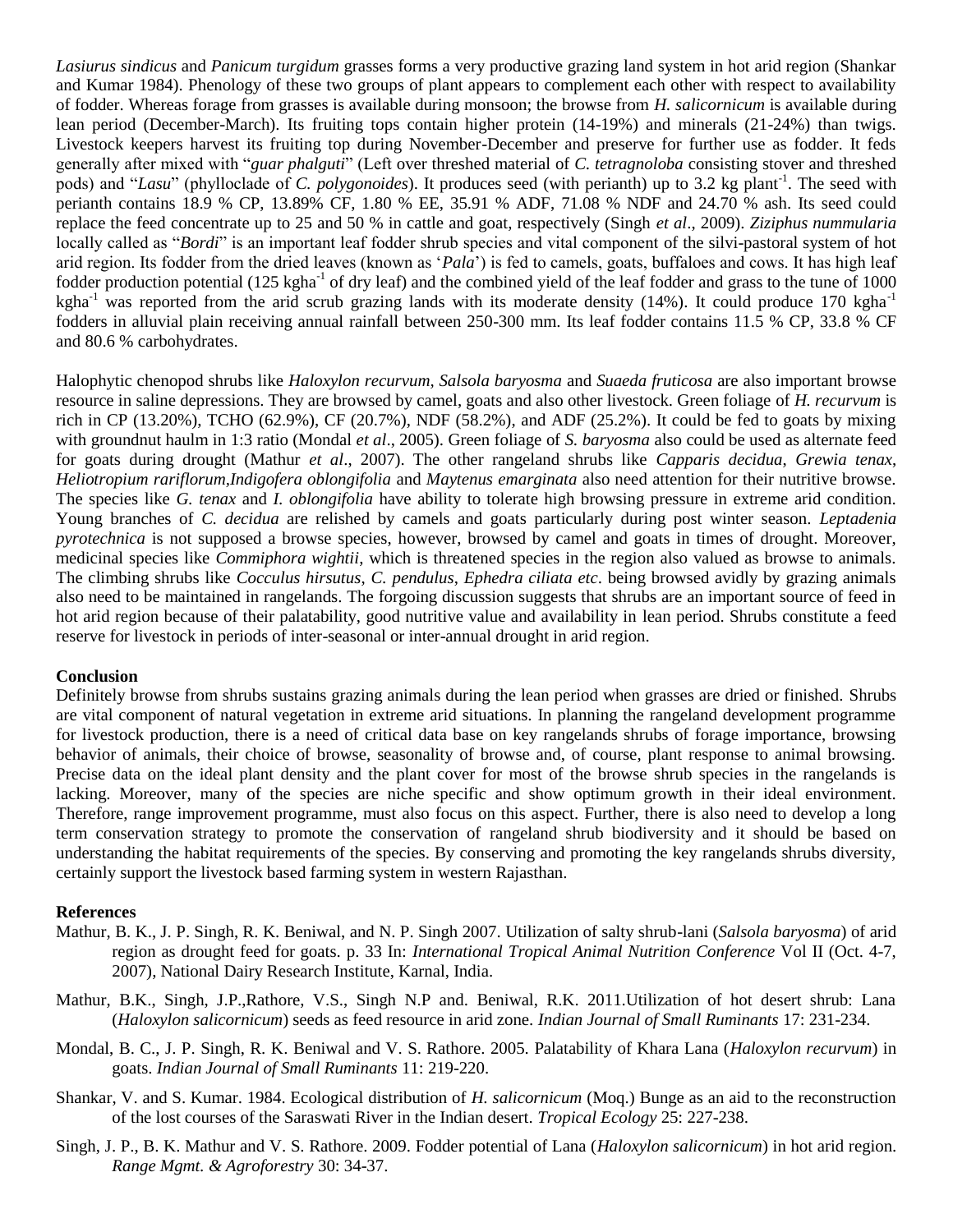*Lasiurus sindicus* and *Panicum turgidum* grasses forms a very productive grazing land system in hot arid region (Shankar and Kumar 1984). Phenology of these two groups of plant appears to complement each other with respect to availability of fodder. Whereas forage from grasses is available during monsoon; the browse from *H. salicornicum* is available during lean period (December-March). Its fruiting tops contain higher protein (14-19%) and minerals (21-24%) than twigs. Livestock keepers harvest its fruiting top during November-December and preserve for further use as fodder. It feds generally after mixed with "*guar phalguti*" (Left over threshed material of *C. tetragnoloba* consisting stover and threshed pods) and "*Lasu*" (phylloclade of *C. polygonoides*). It produces seed (with perianth) up to 3.2 kg plant$^{-1}$. The seed with perianth contains 18.9 % CP, 13.89% CF, 1.80 % EE, 35.91 % ADF, 71.08 % NDF and 24.70 % ash. Its seed could replace the feed concentrate up to 25 and 50 % in cattle and goat, respectively (Singh *et al*., 2009). *Ziziphus nummularia* locally called as "*Bordi*" is an important leaf fodder shrub species and vital component of the silvi-pastoral system of hot arid region. Its fodder from the dried leaves (known as '*Pala*') is fed to camels, goats, buffaloes and cows. It has high leaf fodder production potential (125 kgha$^{-1}$ of dry leaf) and the combined yield of the leaf fodder and grass to the tune of 1000 kgha$^{-1}$ was reported from the arid scrub grazing lands with its moderate density (14%). It could produce 170 kgha$^{-1}$ fodders in alluvial plain receiving annual rainfall between 250-300 mm. Its leaf fodder contains 11.5 % CP, 33.8 % CF and 80.6 % carbohydrates.

Halophytic chenopod shrubs like *Haloxylon recurvum, Salsola baryosma* and *Suaeda fruticosa* are also important browse resource in saline depressions. They are browsed by camel, goats and also other livestock. Green foliage of *H. recurvum* is rich in CP (13.20%), TCHO (62.9%), CF (20.7%), NDF (58.2%), and ADF (25.2%). It could be fed to goats by mixing with groundnut haulm in 1:3 ratio (Mondal *et al*., 2005). Green foliage of *S. baryosma* also could be used as alternate feed for goats during drought (Mathur *et al*., 2007). The other rangeland shrubs like *Capparis decidua*, *Grewia tenax*, *Heliotropium rariflorum*,*Indigofera oblongifolia* and *Maytenus emarginata* also need attention for their nutritive browse. The species like *G. tenax* and *I. oblongifolia* have ability to tolerate high browsing pressure in extreme arid condition. Young branches of *C. decidua* are relished by camels and goats particularly during post winter season. *Leptadenia pyrotechnica* is not supposed a browse species, however, browsed by camel and goats in times of drought. Moreover, medicinal species like *Commiphora wightii*, which is threatened species in the region also valued as browse to animals. The climbing shrubs like *Cocculus hirsutus*, *C. pendulus*, *Ephedra ciliata etc*. being browsed avidly by grazing animals also need to be maintained in rangelands. The forgoing discussion suggests that shrubs are an important source of feed in hot arid region because of their palatability, good nutritive value and availability in lean period. Shrubs constitute a feed reserve for livestock in periods of inter-seasonal or inter-annual drought in arid region.

**Conclusion**

Definitely browse from shrubs sustains grazing animals during the lean period when grasses are dried or finished. Shrubs are vital component of natural vegetation in extreme arid situations. In planning the rangeland development programme for livestock production, there is a need of critical data base on key rangelands shrubs of forage importance, browsing behavior of animals, their choice of browse, seasonality of browse and, of course, plant response to animal browsing. Precise data on the ideal plant density and the plant cover for most of the browse shrub species in the rangelands is lacking. Moreover, many of the species are niche specific and show optimum growth in their ideal environment. Therefore, range improvement programme, must also focus on this aspect. Further, there is also need to develop a long term conservation strategy to promote the conservation of rangeland shrub biodiversity and it should be based on understanding the habitat requirements of the species. By conserving and promoting the key rangelands shrubs diversity, certainly support the livestock based farming system in western Rajasthan.

**References**

Mathur, B. K., J. P. Singh, R. K. Beniwal, and N. P. Singh 2007. Utilization of salty shrub-lani (*Salsola baryosma*) of arid region as drought feed for goats. p. 33 In: *International Tropical Animal Nutrition Conference* Vol II (Oct. 4-7, 2007), National Dairy Research Institute, Karnal, India.

Mathur, B.K., Singh, J.P.,Rathore, V.S., Singh N.P and. Beniwal, R.K. 2011.Utilization of hot desert shrub: Lana (*Haloxylon salicornicum*) seeds as feed resource in arid zone. *Indian Journal of Small Ruminants* 17: 231-234.

Mondal, B. C., J. P. Singh, R. K. Beniwal and V. S. Rathore. 2005. Palatability of Khara Lana (*Haloxylon recurvum*) in goats. *Indian Journal of Small Ruminants* 11: 219-220.

Shankar, V. and S. Kumar. 1984. Ecological distribution of *H. salicornicum* (Moq.) Bunge as an aid to the reconstruction of the lost courses of the Saraswati River in the Indian desert. *Tropical Ecology* 25: 227-238.

Singh, J. P., B. K. Mathur and V. S. Rathore. 2009. Fodder potential of Lana (*Haloxylon salicornicum*) in hot arid region. *Range Mgmt. & Agroforestry* 30: 34-37.